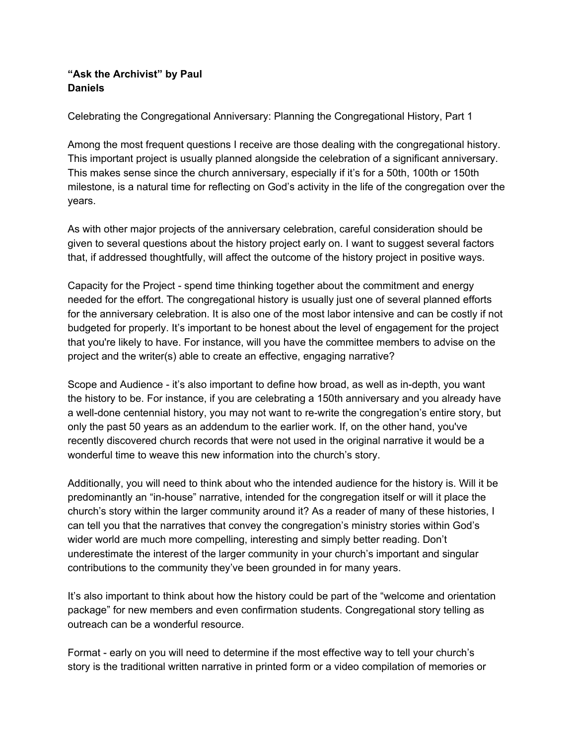**"Ask the Archivist" by Paul Daniels**

Celebrating the Congregational Anniversary: Planning the Congregational History, Part 1

Among the most frequent questions I receive are those dealing with the congregational history. This important project is usually planned alongside the celebration of a significant anniversary. This makes sense since the church anniversary, especially if it's for a 50th, 100th or 150th milestone, is a natural time for reflecting on God's activity in the life of the congregation over the years.

As with other major projects of the anniversary celebration, careful consideration should be given to several questions about the history project early on. I want to suggest several factors that, if addressed thoughtfully, will affect the outcome of the history project in positive ways.

Capacity for the Project - spend time thinking together about the commitment and energy needed for the effort. The congregational history is usually just one of several planned efforts for the anniversary celebration. It is also one of the most labor intensive and can be costly if not budgeted for properly. It's important to be honest about the level of engagement for the project that you're likely to have. For instance, will you have the committee members to advise on the project and the writer(s) able to create an effective, engaging narrative?

Scope and Audience - it's also important to define how broad, as well as in-depth, you want the history to be. For instance, if you are celebrating a 150th anniversary and you already have a well-done centennial history, you may not want to re-write the congregation's entire story, but only the past 50 years as an addendum to the earlier work. If, on the other hand, you've recently discovered church records that were not used in the original narrative it would be a wonderful time to weave this new information into the church's story.

Additionally, you will need to think about who the intended audience for the history is. Will it be predominantly an "in-house" narrative, intended for the congregation itself or will it place the church's story within the larger community around it? As a reader of many of these histories, I can tell you that the narratives that convey the congregation's ministry stories within God's wider world are much more compelling, interesting and simply better reading. Don't underestimate the interest of the larger community in your church's important and singular contributions to the community they've been grounded in for many years.

It's also important to think about how the history could be part of the "welcome and orientation package" for new members and even confirmation students. Congregational story telling as outreach can be a wonderful resource.

Format - early on you will need to determine if the most effective way to tell your church's story is the traditional written narrative in printed form or a video compilation of memories or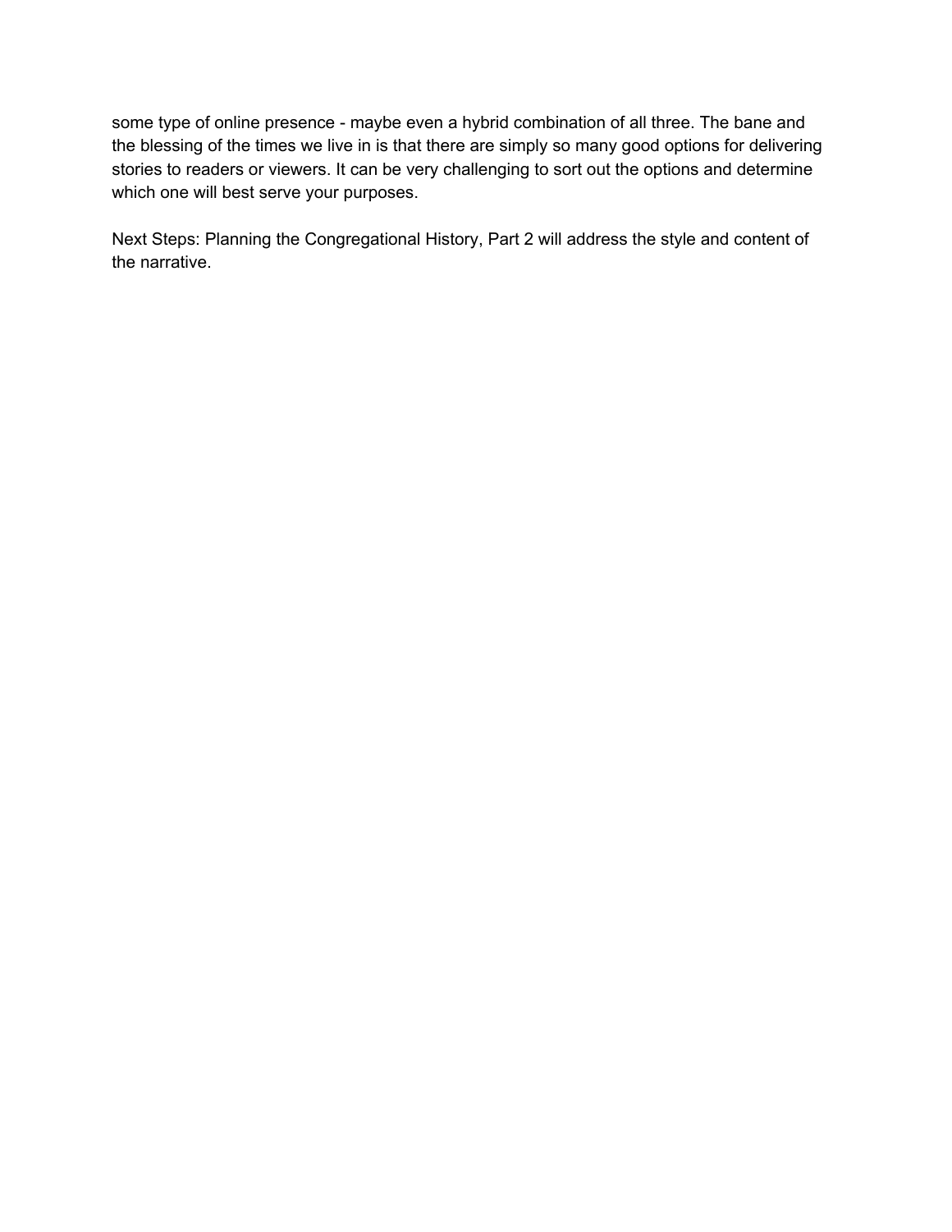some type of online presence - maybe even a hybrid combination of all three. The bane and the blessing of the times we live in is that there are simply so many good options for delivering stories to readers or viewers. It can be very challenging to sort out the options and determine which one will best serve your purposes.

Next Steps: Planning the Congregational History, Part 2 will address the style and content of the narrative.